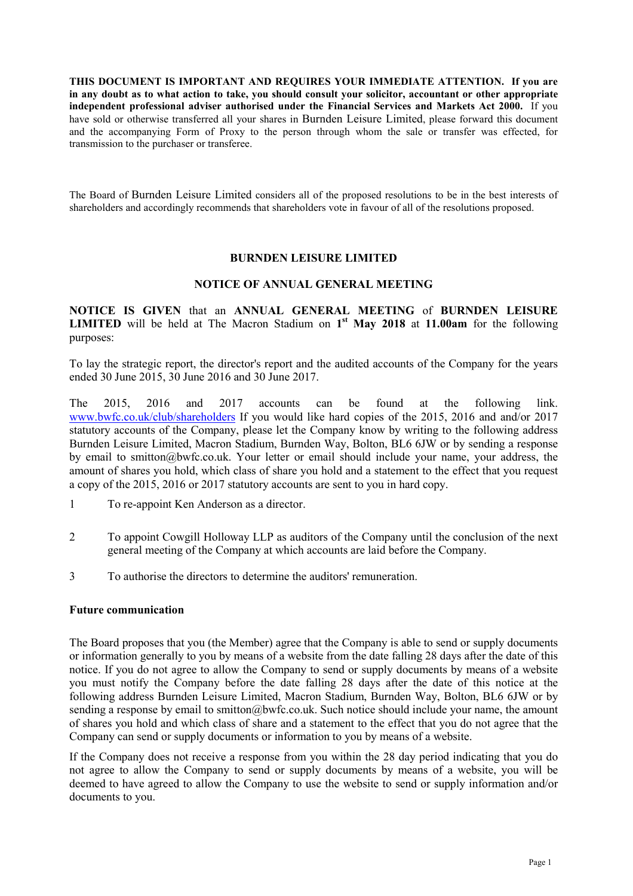**THIS DOCUMENT IS IMPORTANT AND REQUIRES YOUR IMMEDIATE ATTENTION. If you are in any doubt as to what action to take, you should consult your solicitor, accountant or other appropriate independent professional adviser authorised under the Financial Services and Markets Act 2000.** If you have sold or otherwise transferred all your shares in Burnden Leisure Limited, please forward this document and the accompanying Form of Proxy to the person through whom the sale or transfer was effected, for transmission to the purchaser or transferee.

The Board of Burnden Leisure Limited considers all of the proposed resolutions to be in the best interests of shareholders and accordingly recommends that shareholders vote in favour of all of the resolutions proposed.

## BURNDEN LEISURE LIMITED

## NOTICE OF ANNUAL GENERAL MEETING

**NOTICE IS GIVEN** that an **ANNUAL GENERAL MEETING** of **BURNDEN LEISURE LIMITED** will be held at The Macron Stadium on **1st May 2018** at **11.00am** for the following purposes:

To lay the strategic report, the director's report and the audited accounts of the Company for the years ended 30 June 2015, 30 June 2016 and 30 June 2017.

The 2015, 2016 and 2017 accounts can be found at the following link. www.bwfc.co.uk/club/shareholders If you would like hard copies of the 2015, 2016 and and/or 2017 statutory accounts of the Company, please let the Company know by writing to the following address Burnden Leisure Limited, Macron Stadium, Burnden Way, Bolton, BL6 6JW or by sending a response by email to smitton@bwfc.co.uk. Your letter or email should include your name, your address, the amount of shares you hold, which class of share you hold and a statement to the effect that you request a copy of the 2015, 2016 or 2017 statutory accounts are sent to you in hard copy.

1 To re-appoint Ken Anderson as a director.

2 To appoint Cowgill Holloway LLP as auditors of the Company until the conclusion of the next general meeting of the Company at which accounts are laid before the Company.

3 To authorise the directors to determine the auditors' remuneration.

### Future communication

The Board proposes that you (the Member) agree that the Company is able to send or supply documents or information generally to you by means of a website from the date falling 28 days after the date of this notice. If you do not agree to allow the Company to send or supply documents by means of a website you must notify the Company before the date falling 28 days after the date of this notice at the following address Burnden Leisure Limited, Macron Stadium, Burnden Way, Bolton, BL6 6JW or by sending a response by email to smitton@bwfc.co.uk. Such notice should include your name, the amount of shares you hold and which class of share and a statement to the effect that you do not agree that the Company can send or supply documents or information to you by means of a website.

If the Company does not receive a response from you within the 28 day period indicating that you do not agree to allow the Company to send or supply documents by means of a website, you will be deemed to have agreed to allow the Company to use the website to send or supply information and/or documents to you.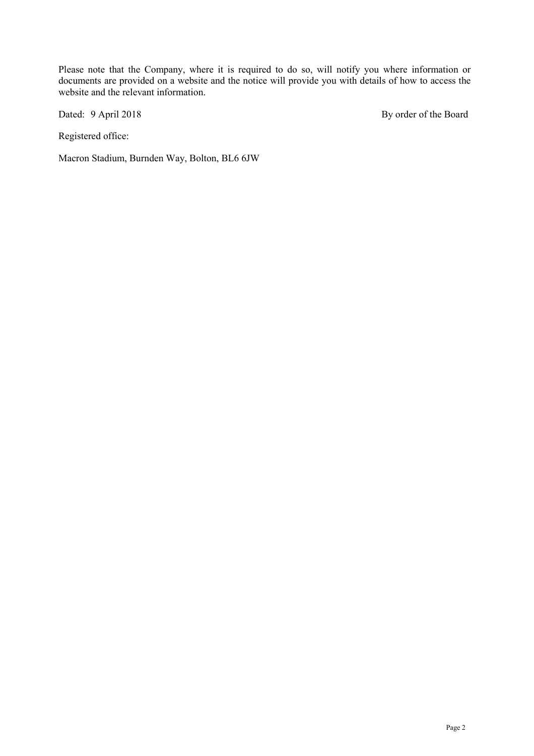Please note that the Company, where it is required to do so, will notify you where information or documents are provided on a website and the notice will provide you with details of how to access the website and the relevant information.

Dated: 9 April 2018

By order of the Board

Registered office:

Macron Stadium, Burnden Way, Bolton, BL6 6JW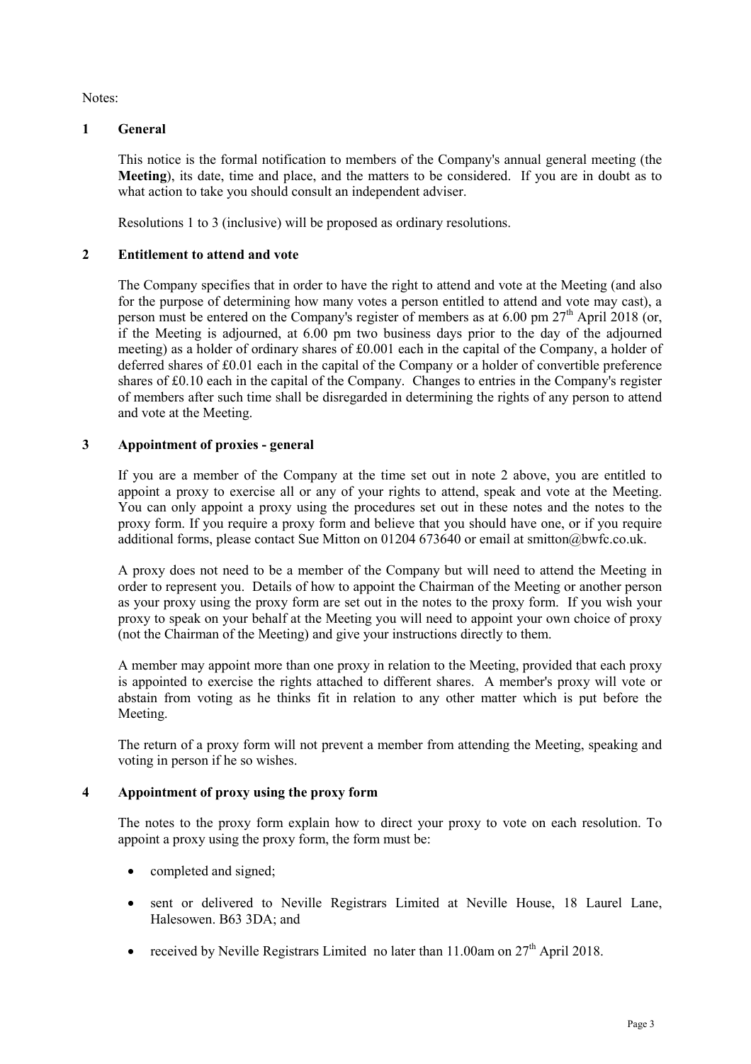Notes:

## 1 General

This notice is the formal notification to members of the Company's annual general meeting (the **Meeting**), its date, time and place, and the matters to be considered. If you are in doubt as to what action to take you should consult an independent adviser.

Resolutions 1 to 3 (inclusive) will be proposed as ordinary resolutions.

## 2 Entitlement to attend and vote

The Company specifies that in order to have the right to attend and vote at the Meeting (and also for the purpose of determining how many votes a person entitled to attend and vote may cast), a person must be entered on the Company's register of members as at 6.00 pm 27th April 2018 (or, if the Meeting is adjourned, at 6.00 pm two business days prior to the day of the adjourned meeting) as a holder of ordinary shares of £0.001 each in the capital of the Company, a holder of deferred shares of £0.01 each in the capital of the Company or a holder of convertible preference shares of £0.10 each in the capital of the Company. Changes to entries in the Company's register of members after such time shall be disregarded in determining the rights of any person to attend and vote at the Meeting.

## 3 Appointment of proxies - general

If you are a member of the Company at the time set out in note 2 above, you are entitled to appoint a proxy to exercise all or any of your rights to attend, speak and vote at the Meeting. You can only appoint a proxy using the procedures set out in these notes and the notes to the proxy form. If you require a proxy form and believe that you should have one, or if you require additional forms, please contact Sue Mitton on 01204 673640 or email at smitton@bwfc.co.uk.

A proxy does not need to be a member of the Company but will need to attend the Meeting in order to represent you. Details of how to appoint the Chairman of the Meeting or another person as your proxy using the proxy form are set out in the notes to the proxy form. If you wish your proxy to speak on your behalf at the Meeting you will need to appoint your own choice of proxy (not the Chairman of the Meeting) and give your instructions directly to them.

A member may appoint more than one proxy in relation to the Meeting, provided that each proxy is appointed to exercise the rights attached to different shares. A member's proxy will vote or abstain from voting as he thinks fit in relation to any other matter which is put before the Meeting.

The return of a proxy form will not prevent a member from attending the Meeting, speaking and voting in person if he so wishes.

## 4 Appointment of proxy using the proxy form

The notes to the proxy form explain how to direct your proxy to vote on each resolution. To appoint a proxy using the proxy form, the form must be:

- completed and signed;
- sent or delivered to Neville Registrars Limited at Neville House, 18 Laurel Lane, Halesowen. B63 3DA; and
- received by Neville Registrars Limited no later than 11.00am on 27th April 2018.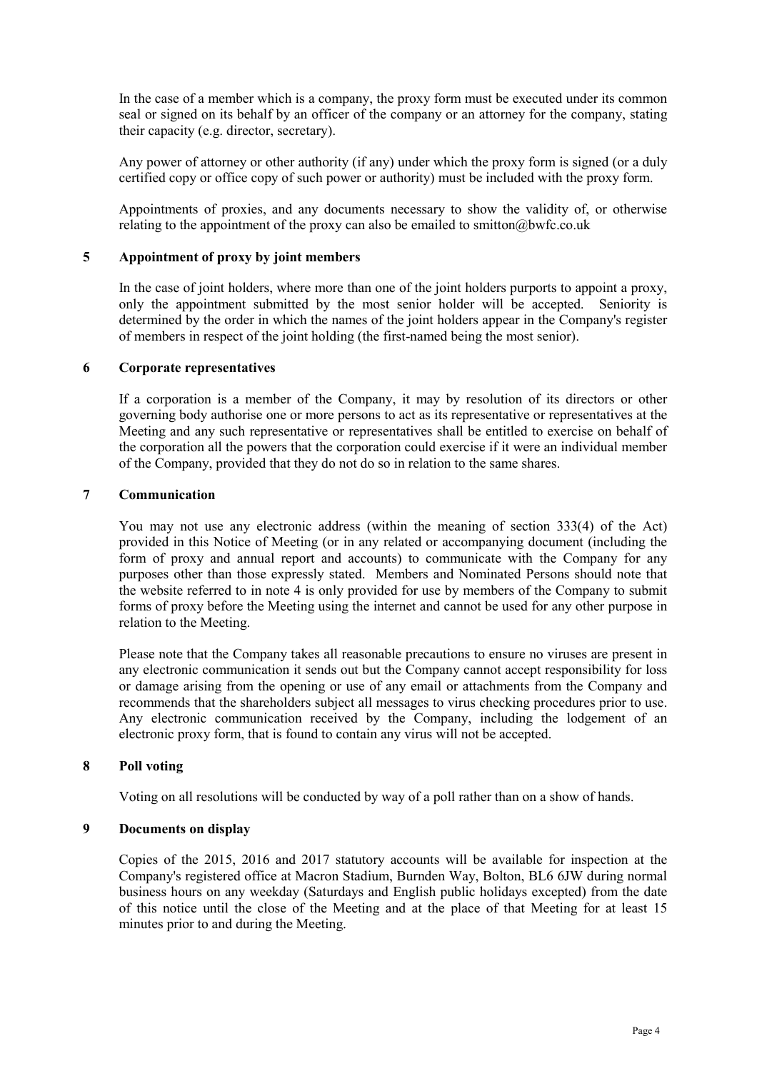In the case of a member which is a company, the proxy form must be executed under its common seal or signed on its behalf by an officer of the company or an attorney for the company, stating their capacity (e.g. director, secretary).

Any power of attorney or other authority (if any) under which the proxy form is signed (or a duly certified copy or office copy of such power or authority) must be included with the proxy form.

Appointments of proxies, and any documents necessary to show the validity of, or otherwise relating to the appointment of the proxy can also be emailed to smitton@bwfc.co.uk

**5 Appointment of proxy by joint members**

In the case of joint holders, where more than one of the joint holders purports to appoint a proxy, only the appointment submitted by the most senior holder will be accepted. Seniority is determined by the order in which the names of the joint holders appear in the Company's register of members in respect of the joint holding (the first-named being the most senior).

**6 Corporate representatives**

If a corporation is a member of the Company, it may by resolution of its directors or other governing body authorise one or more persons to act as its representative or representatives at the Meeting and any such representative or representatives shall be entitled to exercise on behalf of the corporation all the powers that the corporation could exercise if it were an individual member of the Company, provided that they do not do so in relation to the same shares.

**7 Communication**

You may not use any electronic address (within the meaning of section 333(4) of the Act) provided in this Notice of Meeting (or in any related or accompanying document (including the form of proxy and annual report and accounts) to communicate with the Company for any purposes other than those expressly stated. Members and Nominated Persons should note that the website referred to in note 4 is only provided for use by members of the Company to submit forms of proxy before the Meeting using the internet and cannot be used for any other purpose in relation to the Meeting.

Please note that the Company takes all reasonable precautions to ensure no viruses are present in any electronic communication it sends out but the Company cannot accept responsibility for loss or damage arising from the opening or use of any email or attachments from the Company and recommends that the shareholders subject all messages to virus checking procedures prior to use. Any electronic communication received by the Company, including the lodgement of an electronic proxy form, that is found to contain any virus will not be accepted.

**8 Poll voting**

Voting on all resolutions will be conducted by way of a poll rather than on a show of hands.

**9 Documents on display**

Copies of the 2015, 2016 and 2017 statutory accounts will be available for inspection at the Company's registered office at Macron Stadium, Burnden Way, Bolton, BL6 6JW during normal business hours on any weekday (Saturdays and English public holidays excepted) from the date of this notice until the close of the Meeting and at the place of that Meeting for at least 15 minutes prior to and during the Meeting.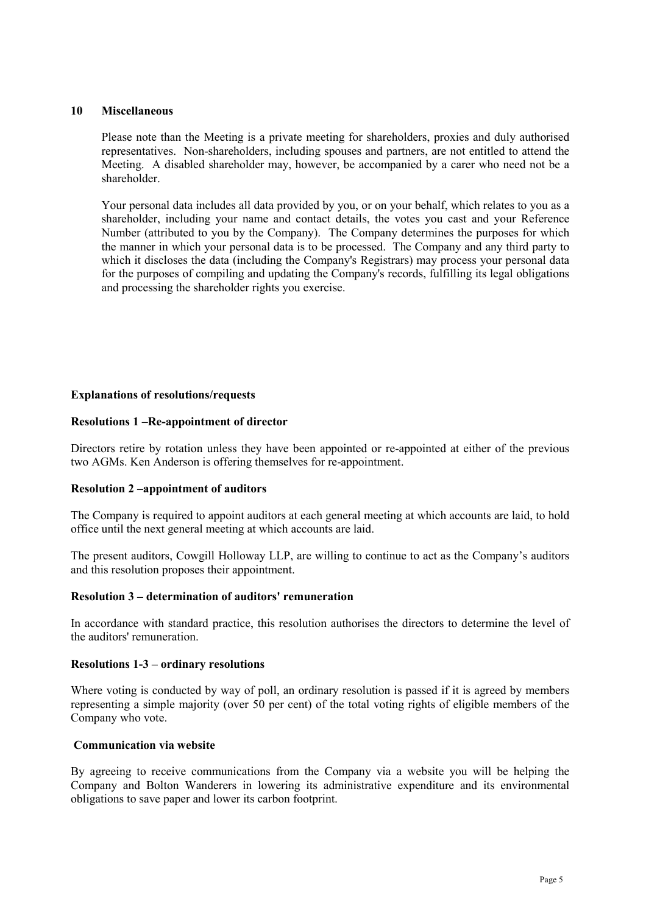## 10 Miscellaneous

Please note than the Meeting is a private meeting for shareholders, proxies and duly authorised representatives. Non-shareholders, including spouses and partners, are not entitled to attend the Meeting. A disabled shareholder may, however, be accompanied by a carer who need not be a shareholder.

Your personal data includes all data provided by you, or on your behalf, which relates to you as a shareholder, including your name and contact details, the votes you cast and your Reference Number (attributed to you by the Company). The Company determines the purposes for which the manner in which your personal data is to be processed. The Company and any third party to which it discloses the data (including the Company's Registrars) may process your personal data for the purposes of compiling and updating the Company's records, fulfilling its legal obligations and processing the shareholder rights you exercise.

**Explanations of resolutions/requests**

**Resolutions 1 –Re-appointment of director**

Directors retire by rotation unless they have been appointed or re-appointed at either of the previous two AGMs. Ken Anderson is offering themselves for re-appointment.

**Resolution 2 –appointment of auditors**

The Company is required to appoint auditors at each general meeting at which accounts are laid, to hold office until the next general meeting at which accounts are laid.

The present auditors, Cowgill Holloway LLP, are willing to continue to act as the Company's auditors and this resolution proposes their appointment.

**Resolution 3 – determination of auditors' remuneration**

In accordance with standard practice, this resolution authorises the directors to determine the level of the auditors' remuneration.

**Resolutions 1-3 – ordinary resolutions**

Where voting is conducted by way of poll, an ordinary resolution is passed if it is agreed by members representing a simple majority (over 50 per cent) of the total voting rights of eligible members of the Company who vote.

**Communication via website**

By agreeing to receive communications from the Company via a website you will be helping the Company and Bolton Wanderers in lowering its administrative expenditure and its environmental obligations to save paper and lower its carbon footprint.